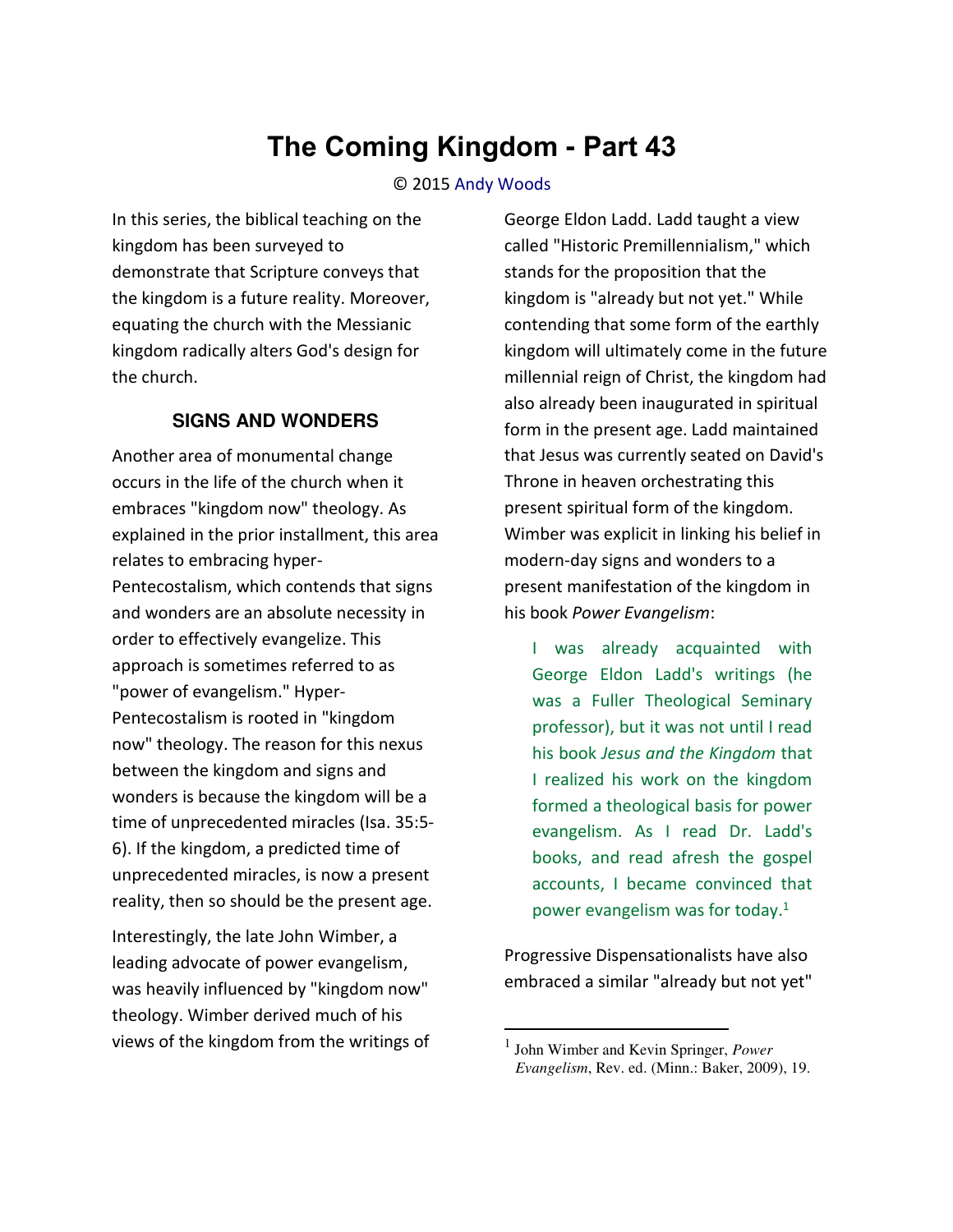# The Coming Kingdom - Part 43

© 2015 Andy Woods

In this series, the biblical teaching on the kingdom has been surveyed to demonstrate that Scripture conveys that the kingdom is a future reality. Moreover, equating the church with the Messianic kingdom radically alters God's design for the church.

## SIGNS AND WONDERS

Another area of monumental change occurs in the life of the church when it embraces "kingdom now" theology. As explained in the prior installment, this area relates to embracing hyper-Pentecostalism, which contends that signs and wonders are an absolute necessity in order to effectively evangelize. This approach is sometimes referred to as "power of evangelism." Hyper-Pentecostalism is rooted in "kingdom now" theology. The reason for this nexus between the kingdom and signs and wonders is because the kingdom will be a time of unprecedented miracles (Isa. 35:5-6). If the kingdom, a predicted time of unprecedented miracles, is now a present reality, then so should be the present age.

Interestingly, the late John Wimber, a leading advocate of power evangelism, was heavily influenced by "kingdom now" theology. Wimber derived much of his views of the kingdom from the writings of George Eldon Ladd. Ladd taught a view called "Historic Premillennialism," which stands for the proposition that the kingdom is "already but not yet." While contending that some form of the earthly kingdom will ultimately come in the future millennial reign of Christ, the kingdom had also already been inaugurated in spiritual form in the present age. Ladd maintained that Jesus was currently seated on David's Throne in heaven orchestrating this present spiritual form of the kingdom. Wimber was explicit in linking his belief in modern-day signs and wonders to a present manifestation of the kingdom in his book *Power Evangelism*:

> I was already acquainted with George Eldon Ladd's writings (he was a Fuller Theological Seminary professor), but it was not until I read his book *Jesus and the Kingdom* that I realized his work on the kingdom formed a theological basis for power evangelism. As I read Dr. Ladd's books, and read afresh the gospel accounts, I became convinced that power evangelism was for today.[1]

Progressive Dispensationalists have also embraced a similar "already but not yet"

---

[1] John Wimber and Kevin Springer, *Power Evangelism*, Rev. ed. (Minn.: Baker, 2009), 19.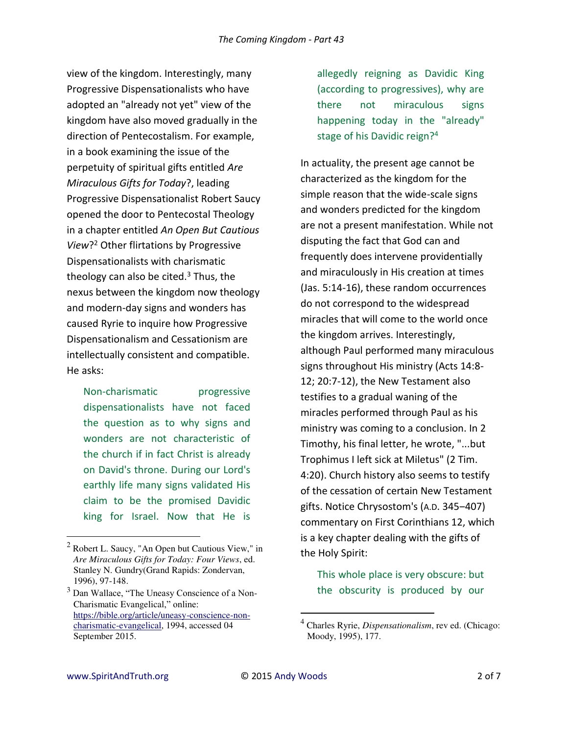view of the kingdom. Interestingly, many Progressive Dispensationalists who have adopted an "already not yet" view of the kingdom have also moved gradually in the direction of Pentecostalism. For example, in a book examining the issue of the perpetuity of spiritual gifts entitled *Are Miraculous Gifts for Today*?, leading Progressive Dispensationalist Robert Saucy opened the door to Pentecostal Theology in a chapter entitled *An Open But Cautious View*?[2] Other flirtations by Progressive Dispensationalists with charismatic theology can also be cited.[3] Thus, the nexus between the kingdom now theology and modern-day signs and wonders has caused Ryrie to inquire how Progressive Dispensationalism and Cessationism are intellectually consistent and compatible. He asks:

> Non-charismatic progressive dispensationalists have not faced the question as to why signs and wonders are not characteristic of the church if in fact Christ is already on David's throne. During our Lord's earthly life many signs validated His claim to be the promised Davidic king for Israel. Now that He is allegedly reigning as Davidic King (according to progressives), why are there not miraculous signs happening today in the "already" stage of his Davidic reign?[4]

In actuality, the present age cannot be characterized as the kingdom for the simple reason that the wide-scale signs and wonders predicted for the kingdom are not a present manifestation. While not disputing the fact that God can and frequently does intervene providentially and miraculously in His creation at times (Jas. 5:14-16), these random occurrences do not correspond to the widespread miracles that will come to the world once the kingdom arrives. Interestingly, although Paul performed many miraculous signs throughout His ministry (Acts 14:8-12; 20:7-12), the New Testament also testifies to a gradual waning of the miracles performed through Paul as his ministry was coming to a conclusion. In 2 Timothy, his final letter, he wrote, "...but Trophimus I left sick at Miletus" (2 Tim. 4:20). Church history also seems to testify of the cessation of certain New Testament gifts. Notice Chrysostom's (A.D. 345–407) commentary on First Corinthians 12, which is a key chapter dealing with the gifts of the Holy Spirit:

> This whole place is very obscure: but the obscurity is produced by our

---

[2] Robert L. Saucy, "An Open but Cautious View," in *Are Miraculous Gifts for Today: Four Views*, ed. Stanley N. Gundry(Grand Rapids: Zondervan, 1996), 97-148.

[3] Dan Wallace, "The Uneasy Conscience of a Non-Charismatic Evangelical," online: https://bible.org/article/uneasy-conscience-non-charismatic-evangelical, 1994, accessed 04 September 2015.

[4] Charles Ryrie, *Dispensationalism*, rev ed. (Chicago: Moody, 1995), 177.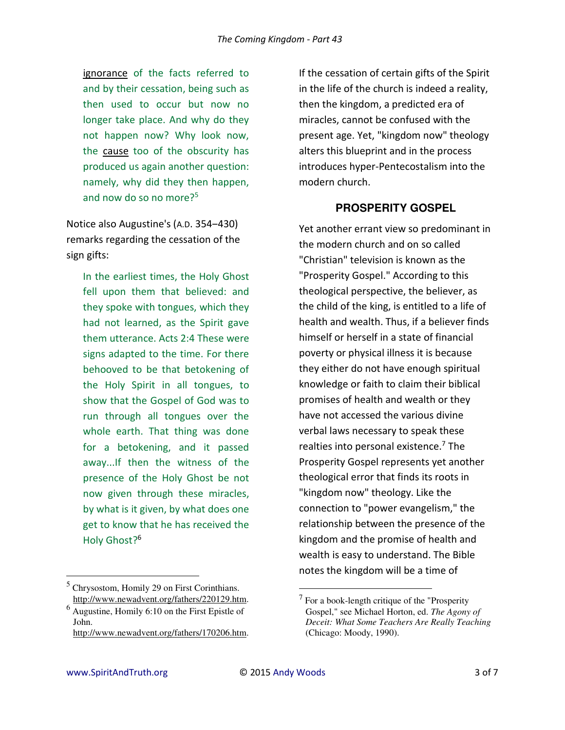> ignorance of the facts referred to and by their cessation, being such as then used to occur but now no longer take place. And why do they not happen now? Why look now, the cause too of the obscurity has produced us again another question: namely, why did they then happen, and now do so no more?[5]

Notice also Augustine's (A.D. 354–430) remarks regarding the cessation of the sign gifts:

> In the earliest times, the Holy Ghost fell upon them that believed: and they spoke with tongues, which they had not learned, as the Spirit gave them utterance. Acts 2:4 These were signs adapted to the time. For there behooved to be that betokening of the Holy Spirit in all tongues, to show that the Gospel of God was to run through all tongues over the whole earth. That thing was done for a betokening, and it passed away...If then the witness of the presence of the Holy Ghost be not now given through these miracles, by what is it given, by what does one get to know that he has received the Holy Ghost?[6]

If the cessation of certain gifts of the Spirit in the life of the church is indeed a reality, then the kingdom, a predicted era of miracles, cannot be confused with the present age. Yet, "kingdom now" theology alters this blueprint and in the process introduces hyper-Pentecostalism into the modern church.

## PROSPERITY GOSPEL

Yet another errant view so predominant in the modern church and on so called "Christian" television is known as the "Prosperity Gospel." According to this theological perspective, the believer, as the child of the king, is entitled to a life of health and wealth. Thus, if a believer finds himself or herself in a state of financial poverty or physical illness it is because they either do not have enough spiritual knowledge or faith to claim their biblical promises of health and wealth or they have not accessed the various divine verbal laws necessary to speak these realties into personal existence.[7] The Prosperity Gospel represents yet another theological error that finds its roots in "kingdom now" theology. Like the connection to "power evangelism," the relationship between the presence of the kingdom and the promise of health and wealth is easy to understand. The Bible notes the kingdom will be a time of

---

[5] Chrysostom, Homily 29 on First Corinthians. http://www.newadvent.org/fathers/220129.htm.

[6] Augustine, Homily 6:10 on the First Epistle of John. http://www.newadvent.org/fathers/170206.htm.

[7] For a book-length critique of the "Prosperity Gospel," see Michael Horton, ed. *The Agony of Deceit: What Some Teachers Are Really Teaching* (Chicago: Moody, 1990).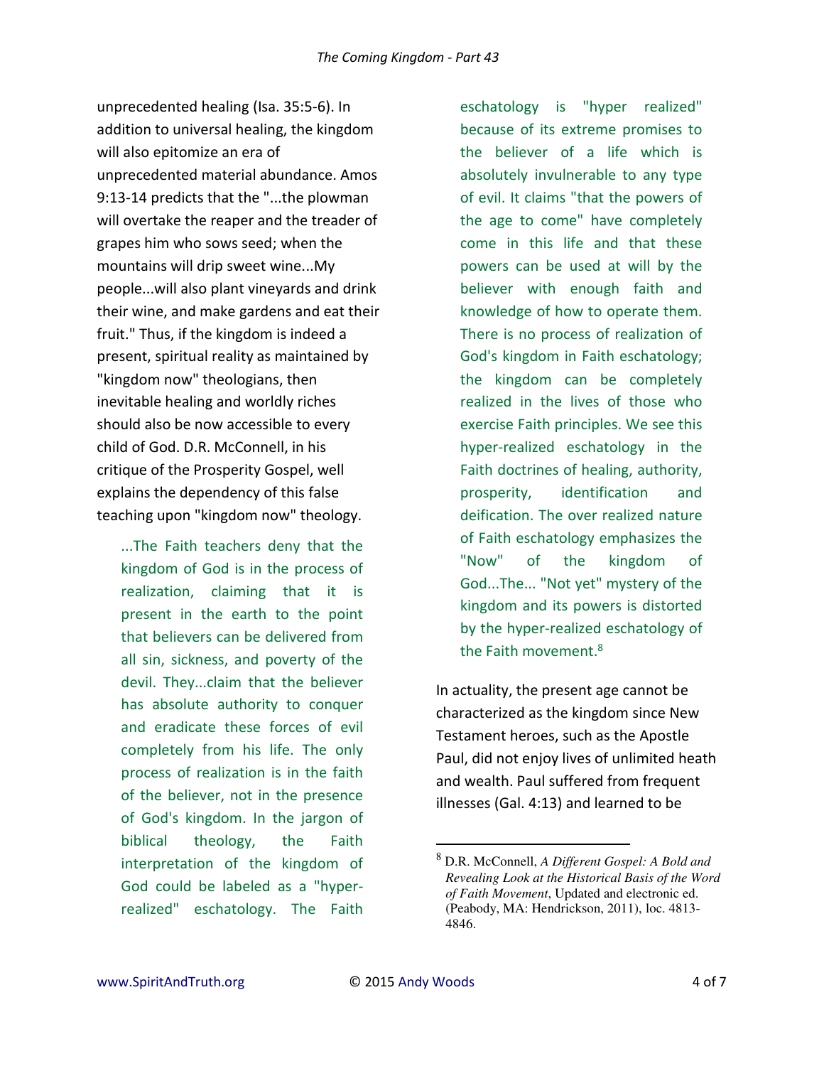unprecedented healing (Isa. 35:5-6). In addition to universal healing, the kingdom will also epitomize an era of unprecedented material abundance. Amos 9:13-14 predicts that the "...the plowman will overtake the reaper and the treader of grapes him who sows seed; when the mountains will drip sweet wine...My people...will also plant vineyards and drink their wine, and make gardens and eat their fruit." Thus, if the kingdom is indeed a present, spiritual reality as maintained by "kingdom now" theologians, then inevitable healing and worldly riches should also be now accessible to every child of God. D.R. McConnell, in his critique of the Prosperity Gospel, well explains the dependency of this false teaching upon "kingdom now" theology.

> ...The Faith teachers deny that the kingdom of God is in the process of realization, claiming that it is present in the earth to the point that believers can be delivered from all sin, sickness, and poverty of the devil. They...claim that the believer has absolute authority to conquer and eradicate these forces of evil completely from his life. The only process of realization is in the faith of the believer, not in the presence of God's kingdom. In the jargon of biblical theology, the Faith interpretation of the kingdom of God could be labeled as a "hyper-realized" eschatology. The Faith eschatology is "hyper realized" because of its extreme promises to the believer of a life which is absolutely invulnerable to any type of evil. It claims "that the powers of the age to come" have completely come in this life and that these powers can be used at will by the believer with enough faith and knowledge of how to operate them. There is no process of realization of God's kingdom in Faith eschatology; the kingdom can be completely realized in the lives of those who exercise Faith principles. We see this hyper-realized eschatology in the Faith doctrines of healing, authority, prosperity, identification and deification. The over realized nature of Faith eschatology emphasizes the "Now" of the kingdom of God...The... "Not yet" mystery of the kingdom and its powers is distorted by the hyper-realized eschatology of the Faith movement.[8]

In actuality, the present age cannot be characterized as the kingdom since New Testament heroes, such as the Apostle Paul, did not enjoy lives of unlimited heath and wealth. Paul suffered from frequent illnesses (Gal. 4:13) and learned to be

---

[8] D.R. McConnell, *A Different Gospel: A Bold and Revealing Look at the Historical Basis of the Word of Faith Movement*, Updated and electronic ed. (Peabody, MA: Hendrickson, 2011), loc. 4813-4846.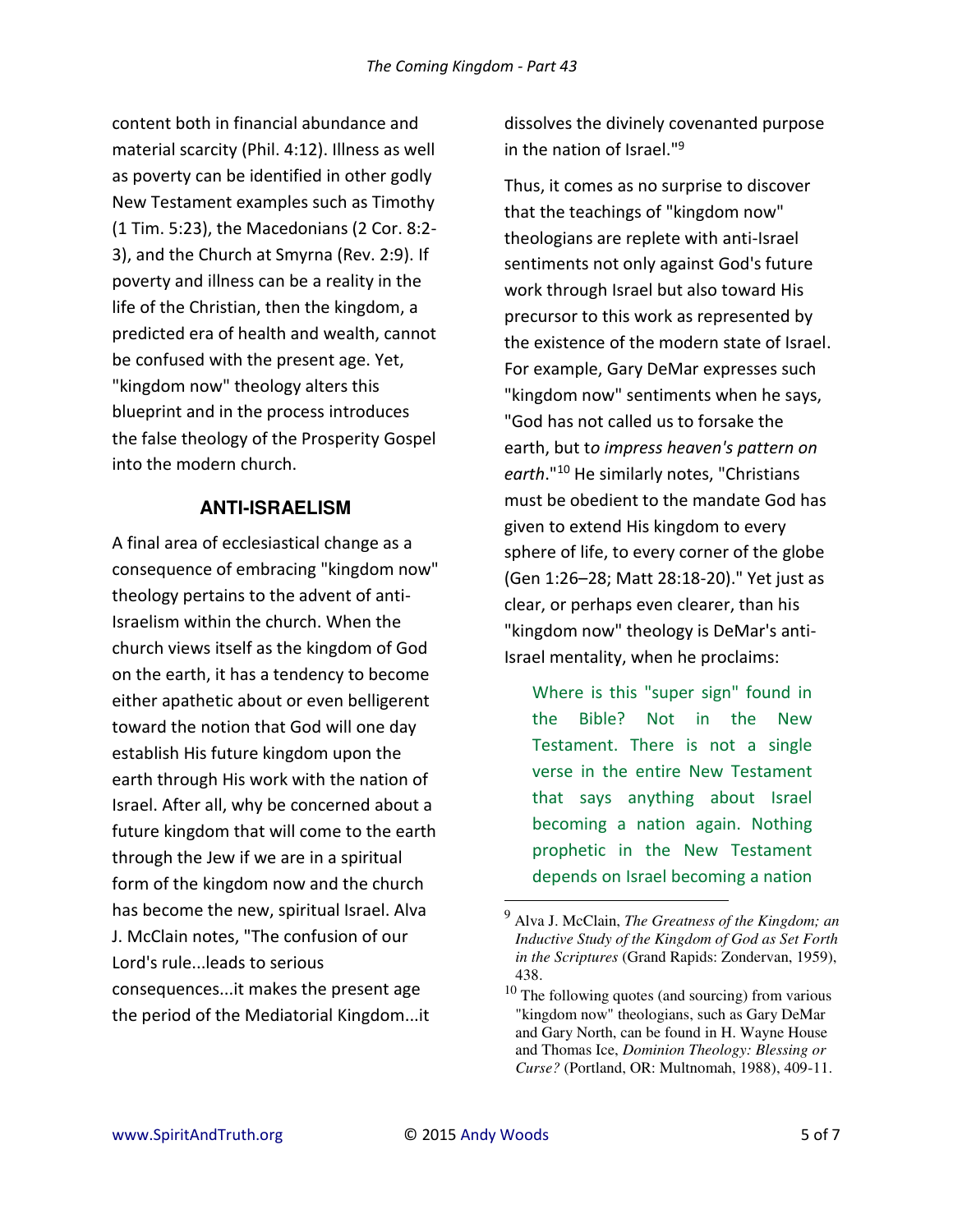content both in financial abundance and material scarcity (Phil. 4:12). Illness as well as poverty can be identified in other godly New Testament examples such as Timothy (1 Tim. 5:23), the Macedonians (2 Cor. 8:2-3), and the Church at Smyrna (Rev. 2:9). If poverty and illness can be a reality in the life of the Christian, then the kingdom, a predicted era of health and wealth, cannot be confused with the present age. Yet, "kingdom now" theology alters this blueprint and in the process introduces the false theology of the Prosperity Gospel into the modern church.

### ANTI-ISRAELISM

A final area of ecclesiastical change as a consequence of embracing "kingdom now" theology pertains to the advent of anti-Israelism within the church. When the church views itself as the kingdom of God on the earth, it has a tendency to become either apathetic about or even belligerent toward the notion that God will one day establish His future kingdom upon the earth through His work with the nation of Israel. After all, why be concerned about a future kingdom that will come to the earth through the Jew if we are in a spiritual form of the kingdom now and the church has become the new, spiritual Israel. Alva J. McClain notes, "The confusion of our Lord's rule...leads to serious consequences...it makes the present age the period of the Mediatorial Kingdom...it dissolves the divinely covenanted purpose in the nation of Israel."[9]

Thus, it comes as no surprise to discover that the teachings of "kingdom now" theologians are replete with anti-Israel sentiments not only against God's future work through Israel but also toward His precursor to this work as represented by the existence of the modern state of Israel. For example, Gary DeMar expresses such "kingdom now" sentiments when he says, "God has not called us to forsake the earth, but t*o impress heaven's pattern on earth*."[10] He similarly notes, "Christians must be obedient to the mandate God has given to extend His kingdom to every sphere of life, to every corner of the globe (Gen 1:26–28; Matt 28:18-20)." Yet just as clear, or perhaps even clearer, than his "kingdom now" theology is DeMar's anti-Israel mentality, when he proclaims:

> Where is this "super sign" found in the Bible? Not in the New Testament. There is not a single verse in the entire New Testament that says anything about Israel becoming a nation again. Nothing prophetic in the New Testament depends on Israel becoming a nation

---

[9] Alva J. McClain, *The Greatness of the Kingdom; an Inductive Study of the Kingdom of God as Set Forth in the Scriptures* (Grand Rapids: Zondervan, 1959), 438.

[10] The following quotes (and sourcing) from various "kingdom now" theologians, such as Gary DeMar and Gary North, can be found in H. Wayne House and Thomas Ice, *Dominion Theology: Blessing or Curse?* (Portland, OR: Multnomah, 1988), 409-11.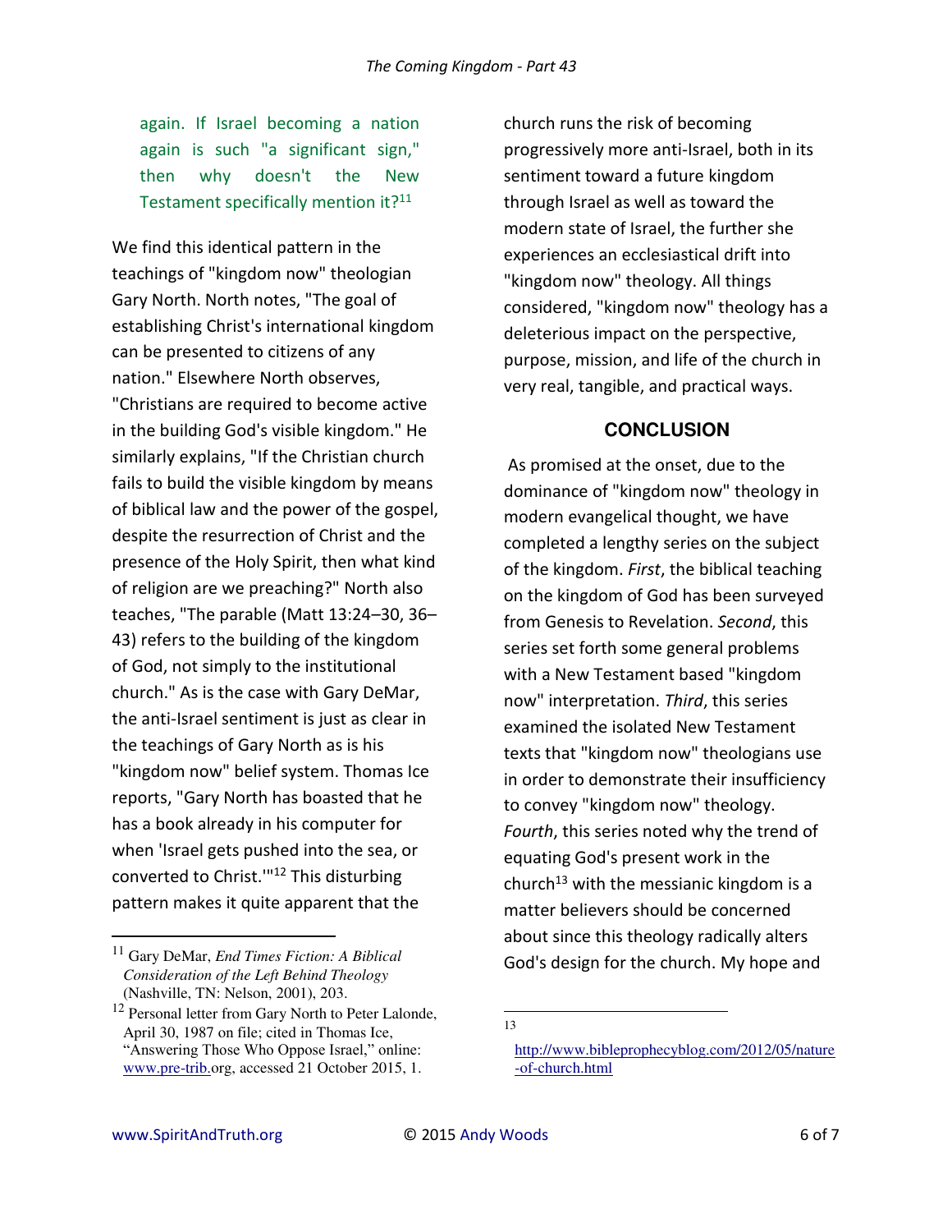again. If Israel becoming a nation again is such "a significant sign," then why doesn't the New Testament specifically mention it?[11]

We find this identical pattern in the teachings of "kingdom now" theologian Gary North. North notes, "The goal of establishing Christ's international kingdom can be presented to citizens of any nation." Elsewhere North observes, "Christians are required to become active in the building God's visible kingdom." He similarly explains, "If the Christian church fails to build the visible kingdom by means of biblical law and the power of the gospel, despite the resurrection of Christ and the presence of the Holy Spirit, then what kind of religion are we preaching?" North also teaches, "The parable (Matt 13:24–30, 36–43) refers to the building of the kingdom of God, not simply to the institutional church." As is the case with Gary DeMar, the anti-Israel sentiment is just as clear in the teachings of Gary North as is his "kingdom now" belief system. Thomas Ice reports, "Gary North has boasted that he has a book already in his computer for when 'Israel gets pushed into the sea, or converted to Christ.'"[12] This disturbing pattern makes it quite apparent that the church runs the risk of becoming progressively more anti-Israel, both in its sentiment toward a future kingdom through Israel as well as toward the modern state of Israel, the further she experiences an ecclesiastical drift into "kingdom now" theology. All things considered, "kingdom now" theology has a deleterious impact on the perspective, purpose, mission, and life of the church in very real, tangible, and practical ways.

## CONCLUSION

As promised at the onset, due to the dominance of "kingdom now" theology in modern evangelical thought, we have completed a lengthy series on the subject of the kingdom. *First*, the biblical teaching on the kingdom of God has been surveyed from Genesis to Revelation. *Second*, this series set forth some general problems with a New Testament based "kingdom now" interpretation. *Third*, this series examined the isolated New Testament texts that "kingdom now" theologians use in order to demonstrate their insufficiency to convey "kingdom now" theology. *Fourth*, this series noted why the trend of equating God's present work in the church[13] with the messianic kingdom is a matter believers should be concerned about since this theology radically alters God's design for the church. My hope and

---

[11] Gary DeMar, *End Times Fiction: A Biblical Consideration of the Left Behind Theology* (Nashville, TN: Nelson, 2001), 203.

[12] Personal letter from Gary North to Peter Lalonde, April 30, 1987 on file; cited in Thomas Ice, "Answering Those Who Oppose Israel," online: www.pre-trib.org, accessed 21 October 2015, 1.

[13] http://www.bibleprophecyblog.com/2012/05/nature-of-church.html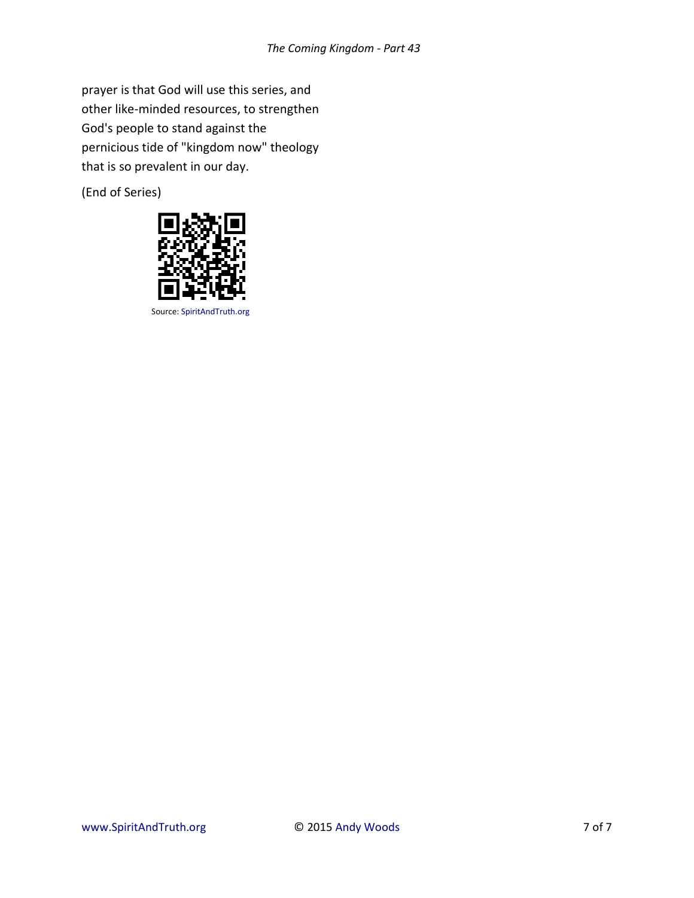prayer is that God will use this series, and other like-minded resources, to strengthen God's people to stand against the pernicious tide of "kingdom now" theology that is so prevalent in our day.

(End of Series)

Source: SpiritAndTruth.org